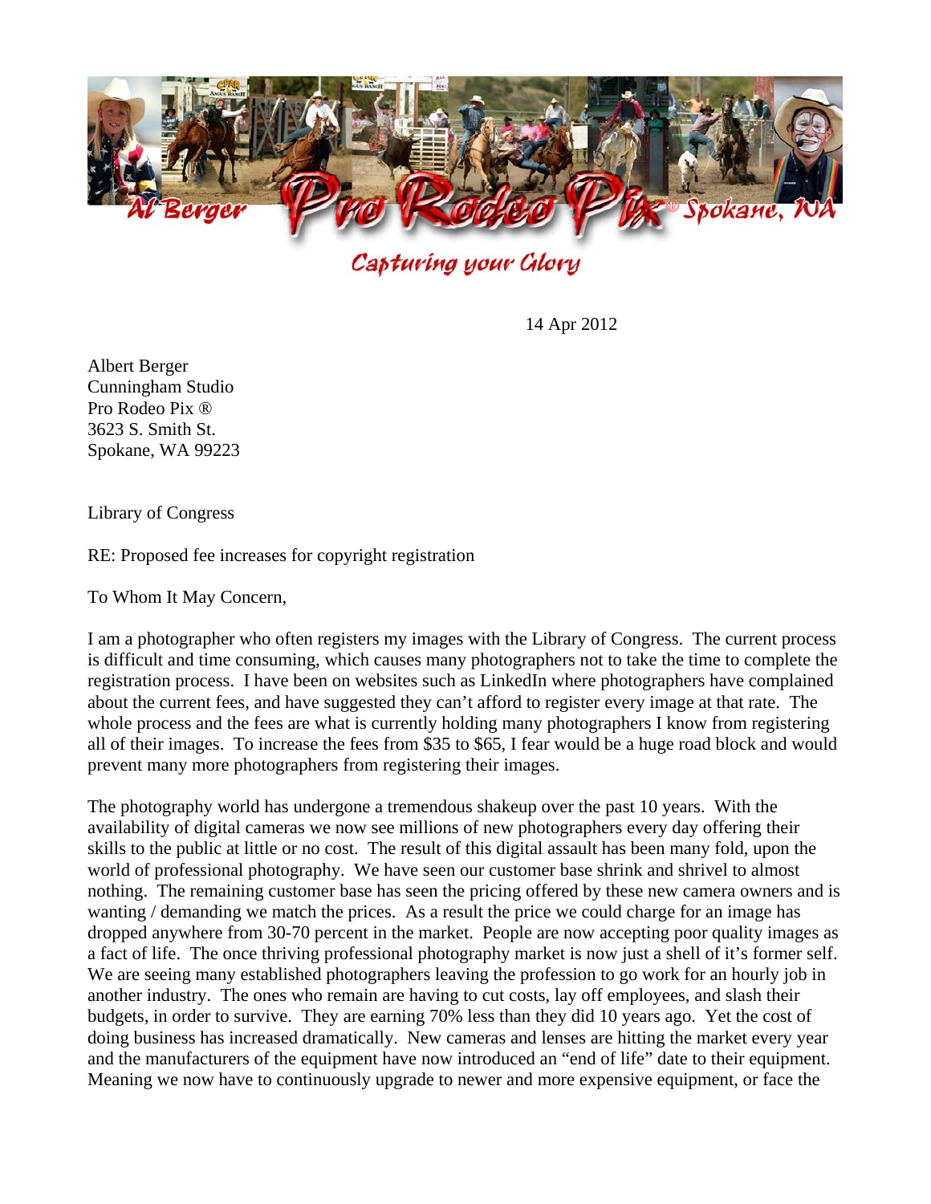Al Berger **Pro Rodeo Pix**® Spokane, WA

*Capturing your Glory*

14 Apr 2012

Albert Berger
Cunningham Studio
Pro Rodeo Pix ®
3623 S. Smith St.
Spokane, WA 99223

Library of Congress

RE: Proposed fee increases for copyright registration

To Whom It May Concern,

I am a photographer who often registers my images with the Library of Congress. The current process is difficult and time consuming, which causes many photographers not to take the time to complete the registration process. I have been on websites such as LinkedIn where photographers have complained about the current fees, and have suggested they can't afford to register every image at that rate. The whole process and the fees are what is currently holding many photographers I know from registering all of their images. To increase the fees from $35 to $65, I fear would be a huge road block and would prevent many more photographers from registering their images.

The photography world has undergone a tremendous shakeup over the past 10 years. With the availability of digital cameras we now see millions of new photographers every day offering their skills to the public at little or no cost. The result of this digital assault has been many fold, upon the world of professional photography. We have seen our customer base shrink and shrivel to almost nothing. The remaining customer base has seen the pricing offered by these new camera owners and is wanting / demanding we match the prices. As a result the price we could charge for an image has dropped anywhere from 30-70 percent in the market. People are now accepting poor quality images as a fact of life. The once thriving professional photography market is now just a shell of it's former self. We are seeing many established photographers leaving the profession to go work for an hourly job in another industry. The ones who remain are having to cut costs, lay off employees, and slash their budgets, in order to survive. They are earning 70% less than they did 10 years ago. Yet the cost of doing business has increased dramatically. New cameras and lenses are hitting the market every year and the manufacturers of the equipment have now introduced an "end of life" date to their equipment. Meaning we now have to continuously upgrade to newer and more expensive equipment, or face the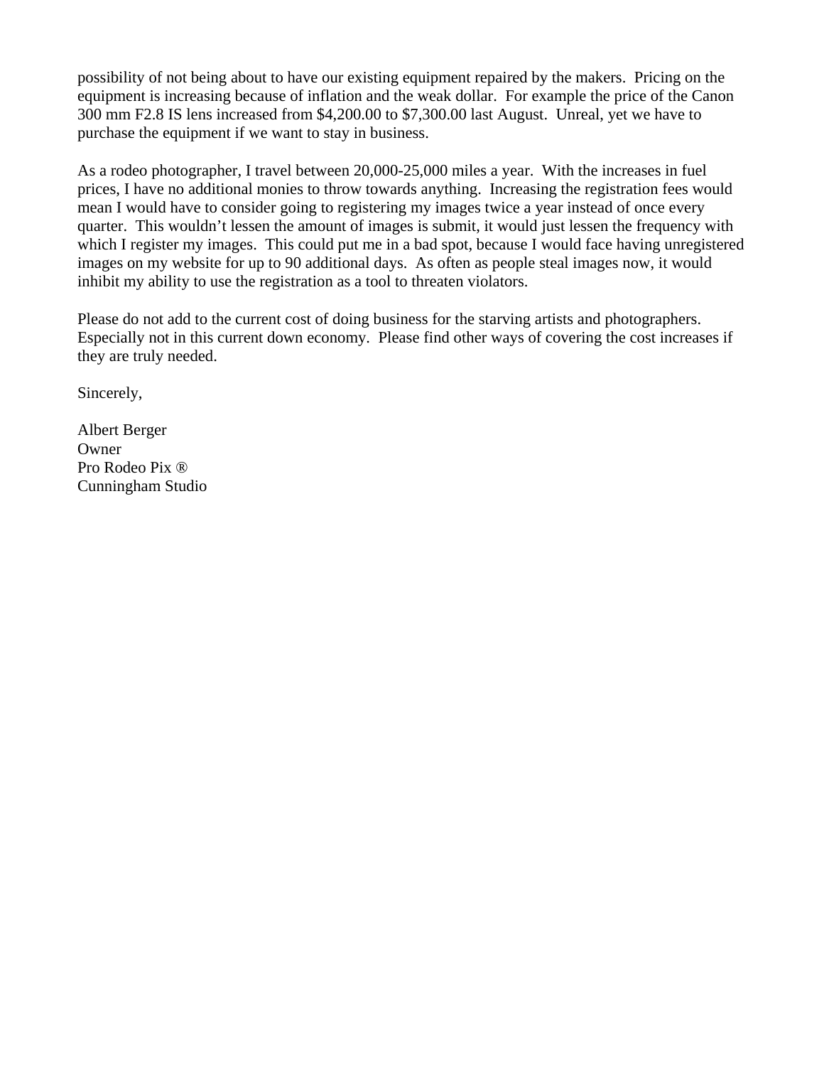possibility of not being about to have our existing equipment repaired by the makers. Pricing on the equipment is increasing because of inflation and the weak dollar. For example the price of the Canon 300 mm F2.8 IS lens increased from $4,200.00 to $7,300.00 last August. Unreal, yet we have to purchase the equipment if we want to stay in business.

As a rodeo photographer, I travel between 20,000-25,000 miles a year. With the increases in fuel prices, I have no additional monies to throw towards anything. Increasing the registration fees would mean I would have to consider going to registering my images twice a year instead of once every quarter. This wouldn't lessen the amount of images is submit, it would just lessen the frequency with which I register my images. This could put me in a bad spot, because I would face having unregistered images on my website for up to 90 additional days. As often as people steal images now, it would inhibit my ability to use the registration as a tool to threaten violators.

Please do not add to the current cost of doing business for the starving artists and photographers. Especially not in this current down economy. Please find other ways of covering the cost increases if they are truly needed.

Sincerely,

Albert Berger  
Owner  
Pro Rodeo Pix ®  
Cunningham Studio